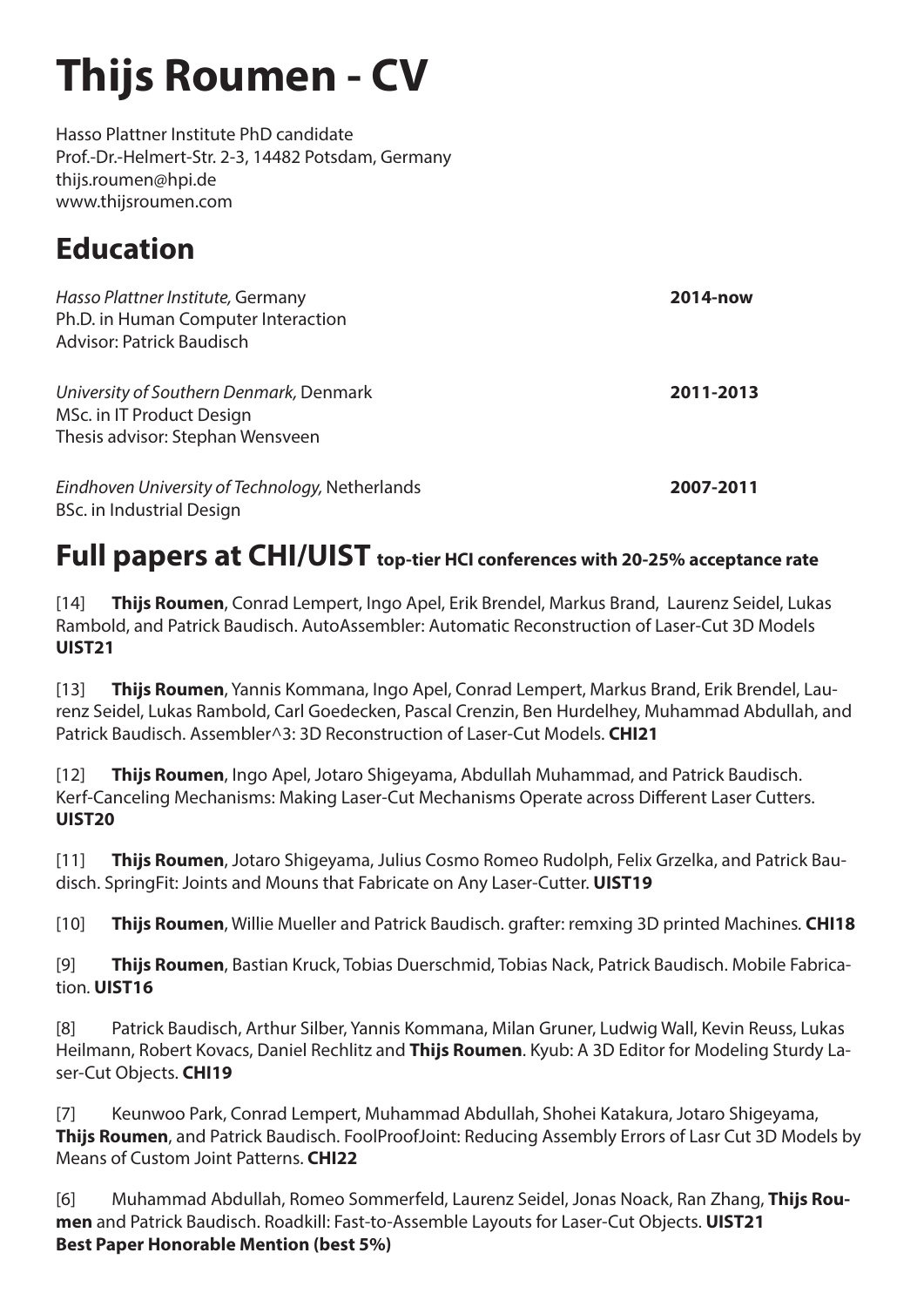# Thijs Roumen - CV

Hasso Plattner Institute PhD candidate
Prof.-Dr.-Helmert-Str. 2-3, 14482 Potsdam, Germany
thijs.roumen@hpi.de
www.thijsroumen.com

## Education

*Hasso Plattner Institute,* Germany **2014-now**
Ph.D. in Human Computer Interaction
Advisor: Patrick Baudisch

*University of Southern Denmark,* Denmark **2011-2013**
MSc. in IT Product Design
Thesis advisor: Stephan Wensveen

*Eindhoven University of Technology,* Netherlands **2007-2011**
BSc. in Industrial Design

## Full papers at CHI/UIST top-tier HCI conferences with 20-25% acceptance rate

[14] **Thijs Roumen**, Conrad Lempert, Ingo Apel, Erik Brendel, Markus Brand, Laurenz Seidel, Lukas Rambold, and Patrick Baudisch. AutoAssembler: Automatic Reconstruction of Laser-Cut 3D Models **UIST21**

[13] **Thijs Roumen**, Yannis Kommana, Ingo Apel, Conrad Lempert, Markus Brand, Erik Brendel, Laurenz Seidel, Lukas Rambold, Carl Goedecken, Pascal Crenzin, Ben Hurdelhey, Muhammad Abdullah, and Patrick Baudisch. Assembler^3: 3D Reconstruction of Laser-Cut Models. **CHI21**

[12] **Thijs Roumen**, Ingo Apel, Jotaro Shigeyama, Abdullah Muhammad, and Patrick Baudisch. Kerf-Canceling Mechanisms: Making Laser-Cut Mechanisms Operate across Different Laser Cutters. **UIST20**

[11] **Thijs Roumen**, Jotaro Shigeyama, Julius Cosmo Romeo Rudolph, Felix Grzelka, and Patrick Baudisch. SpringFit: Joints and Mouns that Fabricate on Any Laser-Cutter. **UIST19**

[10] **Thijs Roumen**, Willie Mueller and Patrick Baudisch. grafter: remxing 3D printed Machines. **CHI18**

[9] **Thijs Roumen**, Bastian Kruck, Tobias Duerschmid, Tobias Nack, Patrick Baudisch. Mobile Fabrication. **UIST16**

[8] Patrick Baudisch, Arthur Silber, Yannis Kommana, Milan Gruner, Ludwig Wall, Kevin Reuss, Lukas Heilmann, Robert Kovacs, Daniel Rechlitz and **Thijs Roumen**. Kyub: A 3D Editor for Modeling Sturdy Laser-Cut Objects. **CHI19**

[7] Keunwoo Park, Conrad Lempert, Muhammad Abdullah, Shohei Katakura, Jotaro Shigeyama, **Thijs Roumen**, and Patrick Baudisch. FoolProofJoint: Reducing Assembly Errors of Lasr Cut 3D Models by Means of Custom Joint Patterns. **CHI22**

[6] Muhammad Abdullah, Romeo Sommerfeld, Laurenz Seidel, Jonas Noack, Ran Zhang, **Thijs Roumen** and Patrick Baudisch. Roadkill: Fast-to-Assemble Layouts for Laser-Cut Objects. **UIST21**
**Best Paper Honorable Mention (best 5%)**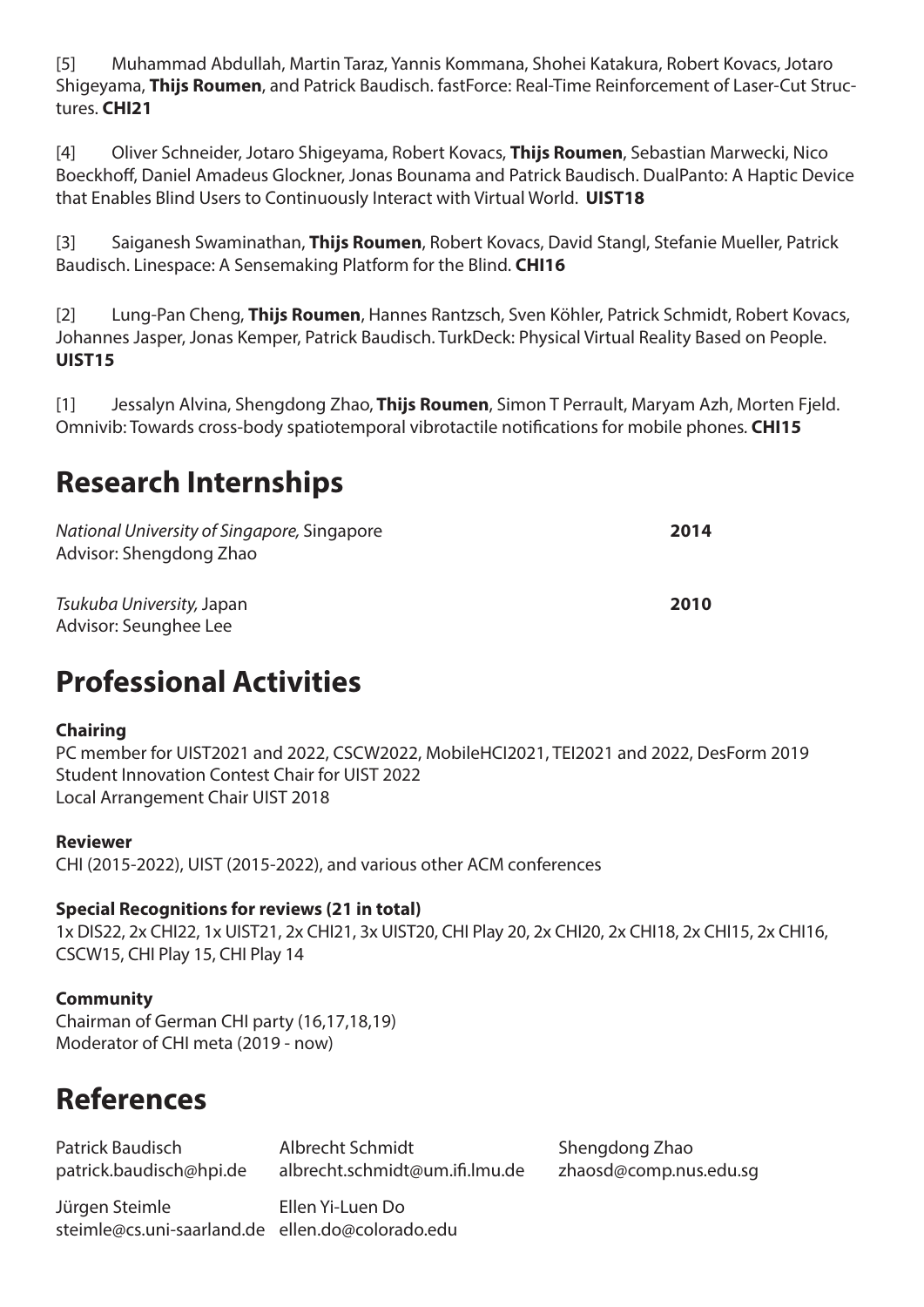[5] Muhammad Abdullah, Martin Taraz, Yannis Kommana, Shohei Katakura, Robert Kovacs, Jotaro Shigeyama, **Thijs Roumen**, and Patrick Baudisch. fastForce: Real-Time Reinforcement of Laser-Cut Structures. **CHI21**

[4] Oliver Schneider, Jotaro Shigeyama, Robert Kovacs, **Thijs Roumen**, Sebastian Marwecki, Nico Boeckhoff, Daniel Amadeus Glockner, Jonas Bounama and Patrick Baudisch. DualPanto: A Haptic Device that Enables Blind Users to Continuously Interact with Virtual World. **UIST18**

[3] Saiganesh Swaminathan, **Thijs Roumen**, Robert Kovacs, David Stangl, Stefanie Mueller, Patrick Baudisch. Linespace: A Sensemaking Platform for the Blind. **CHI16**

[2] Lung-Pan Cheng, **Thijs Roumen**, Hannes Rantzsch, Sven Köhler, Patrick Schmidt, Robert Kovacs, Johannes Jasper, Jonas Kemper, Patrick Baudisch. TurkDeck: Physical Virtual Reality Based on People. **UIST15**

[1] Jessalyn Alvina, Shengdong Zhao, **Thijs Roumen**, Simon T Perrault, Maryam Azh, Morten Fjeld. Omnivib: Towards cross-body spatiotemporal vibrotactile notifications for mobile phones. **CHI15**

# Research Internships

*National University of Singapore,* Singapore **2014**
Advisor: Shengdong Zhao

*Tsukuba University,* Japan **2010**
Advisor: Seunghee Lee

# Professional Activities

**Chairing**
PC member for UIST2021 and 2022, CSCW2022, MobileHCI2021, TEI2021 and 2022, DesForm 2019
Student Innovation Contest Chair for UIST 2022
Local Arrangement Chair UIST 2018

**Reviewer**
CHI (2015-2022), UIST (2015-2022), and various other ACM conferences

**Special Recognitions for reviews (21 in total)**
1x DIS22, 2x CHI22, 1x UIST21, 2x CHI21, 3x UIST20, CHI Play 20, 2x CHI20, 2x CHI18, 2x CHI15, 2x CHI16, CSCW15, CHI Play 15, CHI Play 14

**Community**
Chairman of German CHI party (16,17,18,19)
Moderator of CHI meta (2019 - now)

# References

Patrick Baudisch
patrick.baudisch@hpi.de

Albrecht Schmidt
albrecht.schmidt@um.ifi.lmu.de

Shengdong Zhao
zhaosd@comp.nus.edu.sg

Jürgen Steimle
steimle@cs.uni-saarland.de

Ellen Yi-Luen Do
ellen.do@colorado.edu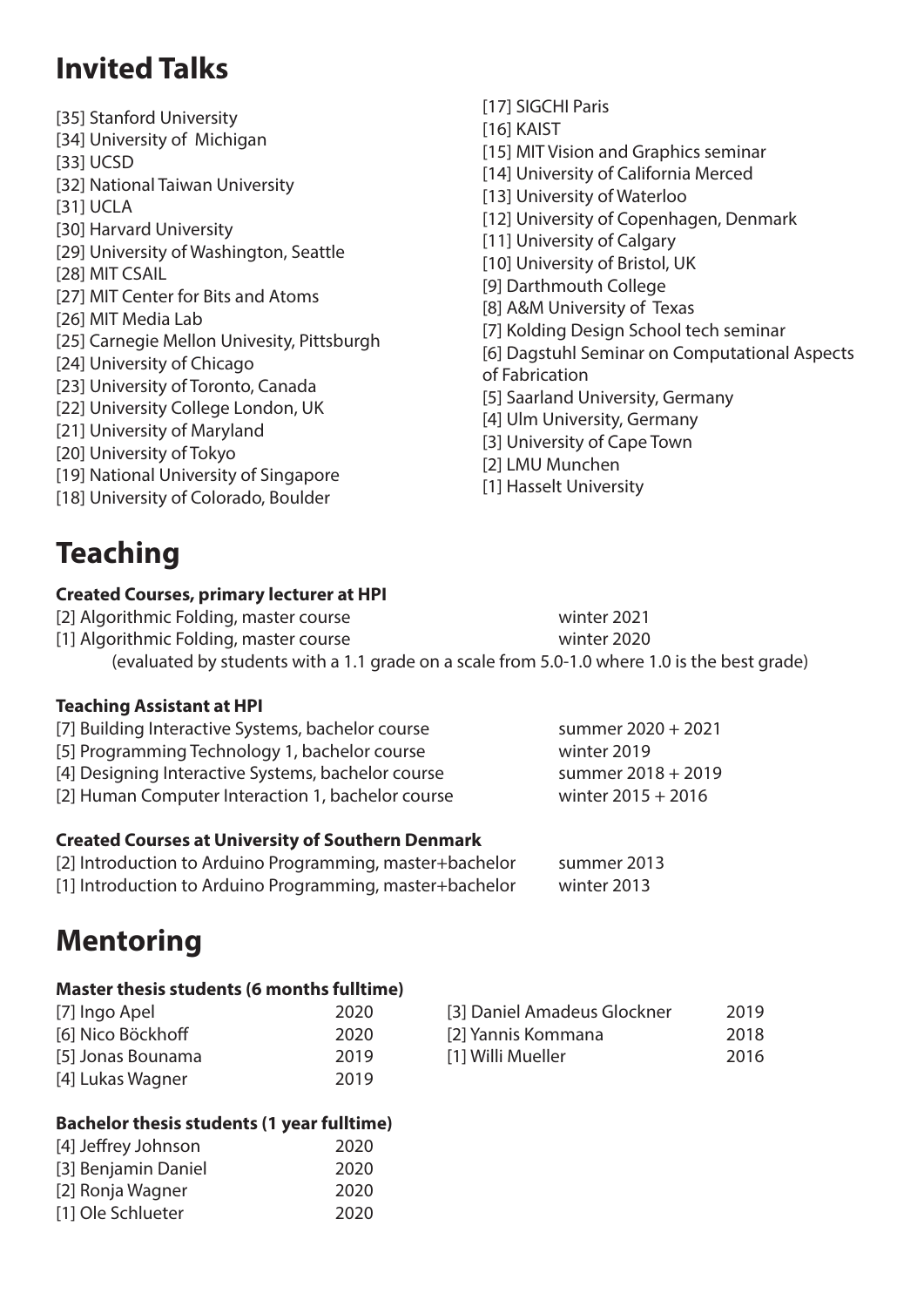# Invited Talks

[35] Stanford University
[34] University of Michigan
[33] UCSD
[32] National Taiwan University
[31] UCLA
[30] Harvard University
[29] University of Washington, Seattle
[28] MIT CSAIL
[27] MIT Center for Bits and Atoms
[26] MIT Media Lab
[25] Carnegie Mellon Univesity, Pittsburgh
[24] University of Chicago
[23] University of Toronto, Canada
[22] University College London, UK
[21] University of Maryland
[20] University of Tokyo
[19] National University of Singapore
[18] University of Colorado, Boulder
[17] SIGCHI Paris
[16] KAIST
[15] MIT Vision and Graphics seminar
[14] University of California Merced
[13] University of Waterloo
[12] University of Copenhagen, Denmark
[11] University of Calgary
[10] University of Bristol, UK
[9] Darthmouth College
[8] A&M University of Texas
[7] Kolding Design School tech seminar
[6] Dagstuhl Seminar on Computational Aspects of Fabrication
[5] Saarland University, Germany
[4] Ulm University, Germany
[3] University of Cape Town
[2] LMU Munchen
[1] Hasselt University

# Teaching

### Created Courses, primary lecturer at HPI

[2] Algorithmic Folding, master course — winter 2021
[1] Algorithmic Folding, master course — winter 2020
(evaluated by students with a 1.1 grade on a scale from 5.0-1.0 where 1.0 is the best grade)

### Teaching Assistant at HPI

[7] Building Interactive Systems, bachelor course — summer 2020 + 2021
[5] Programming Technology 1, bachelor course — winter 2019
[4] Designing Interactive Systems, bachelor course — summer 2018 + 2019
[2] Human Computer Interaction 1, bachelor course — winter 2015 + 2016

### Created Courses at University of Southern Denmark

[2] Introduction to Arduino Programming, master+bachelor — summer 2013
[1] Introduction to Arduino Programming, master+bachelor — winter 2013

# Mentoring

### Master thesis students (6 months fulltime)

[7] Ingo Apel — 2020
[6] Nico Böckhoff — 2020
[5] Jonas Bounama — 2019
[4] Lukas Wagner — 2019
[3] Daniel Amadeus Glockner — 2019
[2] Yannis Kommana — 2018
[1] Willi Mueller — 2016

### Bachelor thesis students (1 year fulltime)

[4] Jeffrey Johnson — 2020
[3] Benjamin Daniel — 2020
[2] Ronja Wagner — 2020
[1] Ole Schlueter — 2020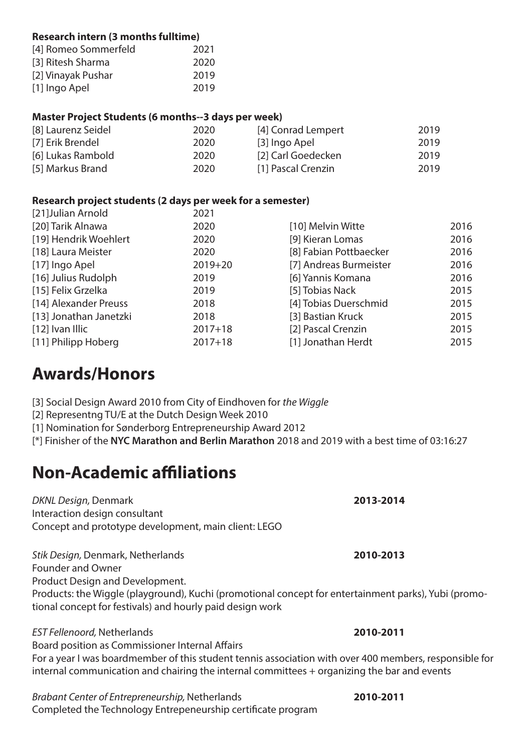**Research intern (3 months fulltime)**

| | |
|---|---|
| [4] Romeo Sommerfeld | 2021 |
| [3] Ritesh Sharma | 2020 |
| [2] Vinayak Pushar | 2019 |
| [1] Ingo Apel | 2019 |

**Master Project Students (6 months--3 days per week)**

| | | | |
|---|---|---|---|
| [8] Laurenz Seidel | 2020 | [4] Conrad Lempert | 2019 |
| [7] Erik Brendel | 2020 | [3] Ingo Apel | 2019 |
| [6] Lukas Rambold | 2020 | [2] Carl Goedecken | 2019 |
| [5] Markus Brand | 2020 | [1] Pascal Crenzin | 2019 |

**Research project students (2 days per week for a semester)**

| | | | |
|---|---|---|---|
| [21]Julian Arnold | 2021 | | |
| [20] Tarik Alnawa | 2020 | [10] Melvin Witte | 2016 |
| [19] Hendrik Woehlert | 2020 | [9] Kieran Lomas | 2016 |
| [18] Laura Meister | 2020 | [8] Fabian Pottbaecker | 2016 |
| [17] Ingo Apel | 2019+20 | [7] Andreas Burmeister | 2016 |
| [16] Julius Rudolph | 2019 | [6] Yannis Komana | 2016 |
| [15] Felix Grzelka | 2019 | [5] Tobias Nack | 2015 |
| [14] Alexander Preuss | 2018 | [4] Tobias Duerschmid | 2015 |
| [13] Jonathan Janetzki | 2018 | [3] Bastian Kruck | 2015 |
| [12] Ivan Illic | 2017+18 | [2] Pascal Crenzin | 2015 |
| [11] Philipp Hoberg | 2017+18 | [1] Jonathan Herdt | 2015 |

# Awards/Honors

[3] Social Design Award 2010 from City of Eindhoven for *the Wiggle*

[2] Representng TU/E at the Dutch Design Week 2010

[1] Nomination for Sønderborg Entrepreneurship Award 2012

[*] Finisher of the **NYC Marathon and Berlin Marathon** 2018 and 2019 with a best time of 03:16:27

# Non-Academic affiliations

*DKNL Design,* Denmark **2013-2014**
Interaction design consultant
Concept and prototype development, main client: LEGO

*Stik Design,* Denmark, Netherlands **2010-2013**
Founder and Owner
Product Design and Development.
Products: the Wiggle (playground), Kuchi (promotional concept for entertainment parks), Yubi (promotional concept for festivals) and hourly paid design work

*EST Fellenoord,* Netherlands **2010-2011**
Board position as Commissioner Internal Affairs
For a year I was boardmember of this student tennis association with over 400 members, responsible for internal communication and chairing the internal committees + organizing the bar and events

*Brabant Center of Entrepreneurship,* Netherlands **2010-2011**
Completed the Technology Entrepeneurship certificate program